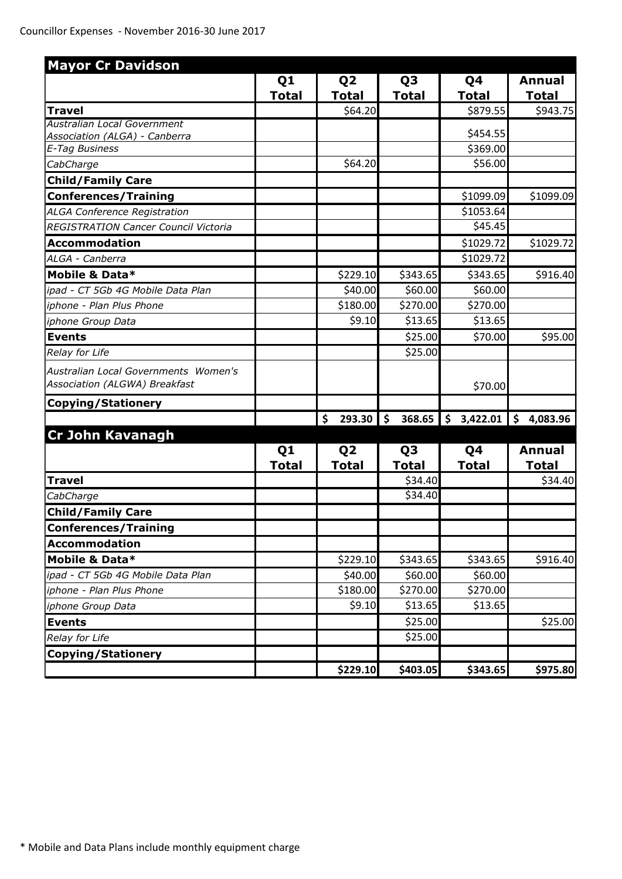Councillor Expenses - November 2016-30 June 2017

| Mayor Cr Davidson | | | | | |
|---|---|---|---|---|---|
| | Q1 Total | Q2 Total | Q3 Total | Q4 Total | Annual Total |
| **Travel** | | $64.20 | | $879.55 | $943.75 |
| *Australian Local Government Association (ALGA) - Canberra* | | | | $454.55 | |
| *E-Tag Business* | | | | $369.00 | |
| *CabCharge* | | $64.20 | | $56.00 | |
| **Child/Family Care** | | | | | |
| **Conferences/Training** | | | | $1099.09 | $1099.09 |
| *ALGA Conference Registration* | | | | $1053.64 | |
| *REGISTRATION Cancer Council Victoria* | | | | $45.45 | |
| **Accommodation** | | | | $1029.72 | $1029.72 |
| *ALGA - Canberra* | | | | $1029.72 | |
| **Mobile & Data*** | | $229.10 | $343.65 | $343.65 | $916.40 |
| *ipad - CT 5Gb 4G Mobile Data Plan* | | $40.00 | $60.00 | $60.00 | |
| *iphone - Plan Plus Phone* | | $180.00 | $270.00 | $270.00 | |
| *iphone Group Data* | | $9.10 | $13.65 | $13.65 | |
| **Events** | | | $25.00 | $70.00 | $95.00 |
| *Relay for Life* | | | $25.00 | | |
| *Australian Local Governments Women's Association (ALGWA) Breakfast* | | | | $70.00 | |
| **Copying/Stationery** | | | | | |
| | | **$ 293.30** | **$ 368.65** | **$ 3,422.01** | **$ 4,083.96** |

| Cr John Kavanagh | | | | | |
|---|---|---|---|---|---|
| | Q1 Total | Q2 Total | Q3 Total | Q4 Total | Annual Total |
| **Travel** | | | $34.40 | | $34.40 |
| *CabCharge* | | | $34.40 | | |
| **Child/Family Care** | | | | | |
| **Conferences/Training** | | | | | |
| **Accommodation** | | | | | |
| **Mobile & Data*** | | $229.10 | $343.65 | $343.65 | $916.40 |
| *ipad - CT 5Gb 4G Mobile Data Plan* | | $40.00 | $60.00 | $60.00 | |
| *iphone - Plan Plus Phone* | | $180.00 | $270.00 | $270.00 | |
| *iphone Group Data* | | $9.10 | $13.65 | $13.65 | |
| **Events** | | | $25.00 | | $25.00 |
| *Relay for Life* | | | $25.00 | | |
| **Copying/Stationery** | | | | | |
| | | **$229.10** | **$403.05** | **$343.65** | **$975.80** |

* Mobile and Data Plans include monthly equipment charge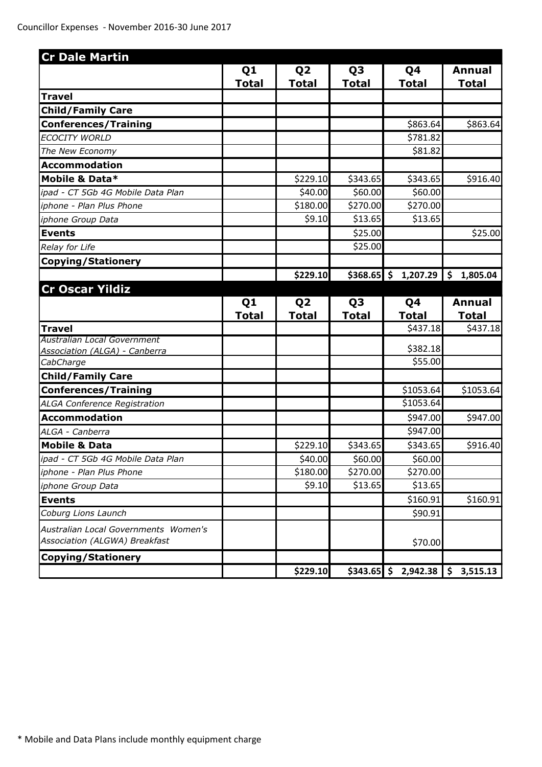Councillor Expenses - November 2016-30 June 2017

| Cr Dale Martin | | | | | |
|---|---|---|---|---|---|
| | **Q1 Total** | **Q2 Total** | **Q3 Total** | **Q4 Total** | **Annual Total** |
| **Travel** | | | | | |
| **Child/Family Care** | | | | | |
| **Conferences/Training** | | | | $863.64 | $863.64 |
| *ECOCITY WORLD* | | | | $781.82 | |
| *The New Economy* | | | | $81.82 | |
| **Accommodation** | | | | | |
| **Mobile & Data*** | | $229.10 | $343.65 | $343.65 | $916.40 |
| *ipad - CT 5Gb 4G Mobile Data Plan* | | $40.00 | $60.00 | $60.00 | |
| *iphone - Plan Plus Phone* | | $180.00 | $270.00 | $270.00 | |
| *iphone Group Data* | | $9.10 | $13.65 | $13.65 | |
| **Events** | | | $25.00 | | $25.00 |
| *Relay for Life* | | | $25.00 | | |
| **Copying/Stationery** | | | | | |
| | | **$229.10** | **$368.65** | **$ 1,207.29** | **$ 1,805.04** |

| Cr Oscar Yildiz | | | | | |
|---|---|---|---|---|---|
| | **Q1 Total** | **Q2 Total** | **Q3 Total** | **Q4 Total** | **Annual Total** |
| **Travel** | | | | $437.18 | $437.18 |
| *Australian Local Government Association (ALGA) - Canberra* | | | | $382.18 | |
| *CabCharge* | | | | $55.00 | |
| **Child/Family Care** | | | | | |
| **Conferences/Training** | | | | $1053.64 | $1053.64 |
| *ALGA Conference Registration* | | | | $1053.64 | |
| **Accommodation** | | | | $947.00 | $947.00 |
| *ALGA - Canberra* | | | | $947.00 | |
| **Mobile & Data** | | $229.10 | $343.65 | $343.65 | $916.40 |
| *ipad - CT 5Gb 4G Mobile Data Plan* | | $40.00 | $60.00 | $60.00 | |
| *iphone - Plan Plus Phone* | | $180.00 | $270.00 | $270.00 | |
| *iphone Group Data* | | $9.10 | $13.65 | $13.65 | |
| **Events** | | | | $160.91 | $160.91 |
| *Coburg Lions Launch* | | | | $90.91 | |
| *Australian Local Governments Women's Association (ALGWA) Breakfast* | | | | $70.00 | |
| **Copying/Stationery** | | | | | |
| | | **$229.10** | **$343.65** | **$ 2,942.38** | **$ 3,515.13** |

* Mobile and Data Plans include monthly equipment charge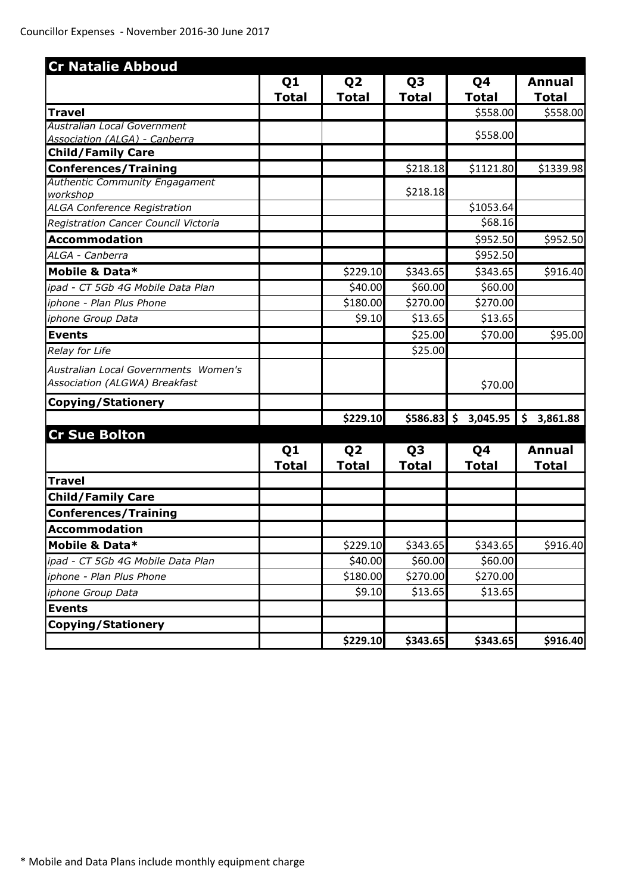Councillor Expenses - November 2016-30 June 2017

| Cr Natalie Abboud | Q1 Total | Q2 Total | Q3 Total | Q4 Total | Annual Total |
|---|---|---|---|---|---|
| **Travel** | | | | \$558.00 | \$558.00 |
| *Australian Local Government Association (ALGA) - Canberra* | | | | \$558.00 | |
| **Child/Family Care** | | | | | |
| **Conferences/Training** | | | \$218.18 | \$1121.80 | \$1339.98 |
| *Authentic Community Engagament workshop* | | | \$218.18 | | |
| *ALGA Conference Registration* | | | | \$1053.64 | |
| *Registration Cancer Council Victoria* | | | | \$68.16 | |
| **Accommodation** | | | | \$952.50 | \$952.50 |
| *ALGA - Canberra* | | | | \$952.50 | |
| **Mobile & Data*** | | \$229.10 | \$343.65 | \$343.65 | \$916.40 |
| *ipad - CT 5Gb 4G Mobile Data Plan* | | \$40.00 | \$60.00 | \$60.00 | |
| *iphone - Plan Plus Phone* | | \$180.00 | \$270.00 | \$270.00 | |
| *iphone Group Data* | | \$9.10 | \$13.65 | \$13.65 | |
| **Events** | | | \$25.00 | \$70.00 | \$95.00 |
| *Relay for Life* | | | \$25.00 | | |
| *Australian Local Governments Women's Association (ALGWA) Breakfast* | | | | \$70.00 | |
| **Copying/Stationery** | | | | | |
| | | **\$229.10** | **\$586.83** | **\$ 3,045.95** | **\$ 3,861.88** |

| Cr Sue Bolton | Q1 Total | Q2 Total | Q3 Total | Q4 Total | Annual Total |
|---|---|---|---|---|---|
| **Travel** | | | | | |
| **Child/Family Care** | | | | | |
| **Conferences/Training** | | | | | |
| **Accommodation** | | | | | |
| **Mobile & Data*** | | \$229.10 | \$343.65 | \$343.65 | \$916.40 |
| *ipad - CT 5Gb 4G Mobile Data Plan* | | \$40.00 | \$60.00 | \$60.00 | |
| *iphone - Plan Plus Phone* | | \$180.00 | \$270.00 | \$270.00 | |
| *iphone Group Data* | | \$9.10 | \$13.65 | \$13.65 | |
| **Events** | | | | | |
| **Copying/Stationery** | | | | | |
| | | **\$229.10** | **\$343.65** | **\$343.65** | **\$916.40** |

* Mobile and Data Plans include monthly equipment charge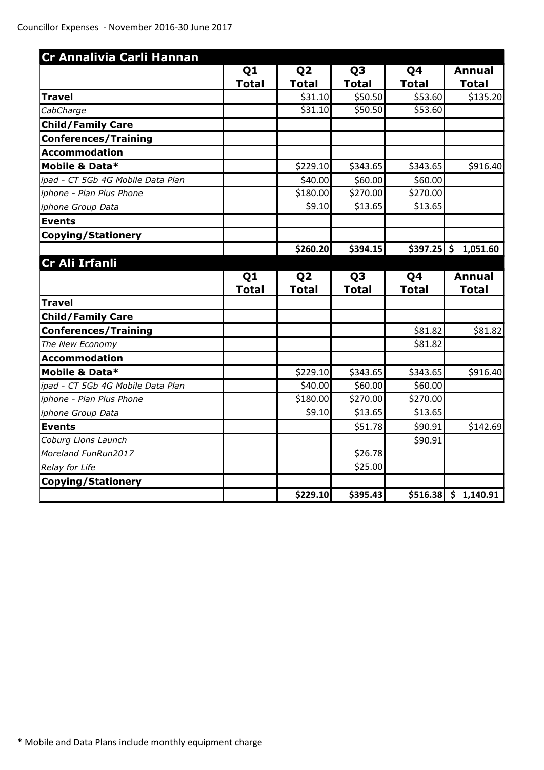Councillor Expenses - November 2016-30 June 2017

| Cr Annalivia Carli Hannan | | | | | |
|---|---|---|---|---|---|
| | **Q1 Total** | **Q2 Total** | **Q3 Total** | **Q4 Total** | **Annual Total** |
| **Travel** | | $31.10 | $50.50 | $53.60 | $135.20 |
| *CabCharge* | | $31.10 | $50.50 | $53.60 | |
| **Child/Family Care** | | | | | |
| **Conferences/Training** | | | | | |
| **Accommodation** | | | | | |
| **Mobile & Data*** | | $229.10 | $343.65 | $343.65 | $916.40 |
| *ipad - CT 5Gb 4G Mobile Data Plan* | | $40.00 | $60.00 | $60.00 | |
| *iphone - Plan Plus Phone* | | $180.00 | $270.00 | $270.00 | |
| *iphone Group Data* | | $9.10 | $13.65 | $13.65 | |
| **Events** | | | | | |
| **Copying/Stationery** | | | | | |
| | | **$260.20** | **$394.15** | **$397.25** | **$ 1,051.60** |

| Cr Ali Irfanli | | | | | |
|---|---|---|---|---|---|
| | **Q1 Total** | **Q2 Total** | **Q3 Total** | **Q4 Total** | **Annual Total** |
| **Travel** | | | | | |
| **Child/Family Care** | | | | | |
| **Conferences/Training** | | | | $81.82 | $81.82 |
| *The New Economy* | | | | $81.82 | |
| **Accommodation** | | | | | |
| **Mobile & Data*** | | $229.10 | $343.65 | $343.65 | $916.40 |
| *ipad - CT 5Gb 4G Mobile Data Plan* | | $40.00 | $60.00 | $60.00 | |
| *iphone - Plan Plus Phone* | | $180.00 | $270.00 | $270.00 | |
| *iphone Group Data* | | $9.10 | $13.65 | $13.65 | |
| **Events** | | | $51.78 | $90.91 | $142.69 |
| *Coburg Lions Launch* | | | | $90.91 | |
| *Moreland FunRun2017* | | | $26.78 | | |
| *Relay for Life* | | | $25.00 | | |
| **Copying/Stationery** | | | | | |
| | | **$229.10** | **$395.43** | **$516.38** | **$ 1,140.91** |

* Mobile and Data Plans include monthly equipment charge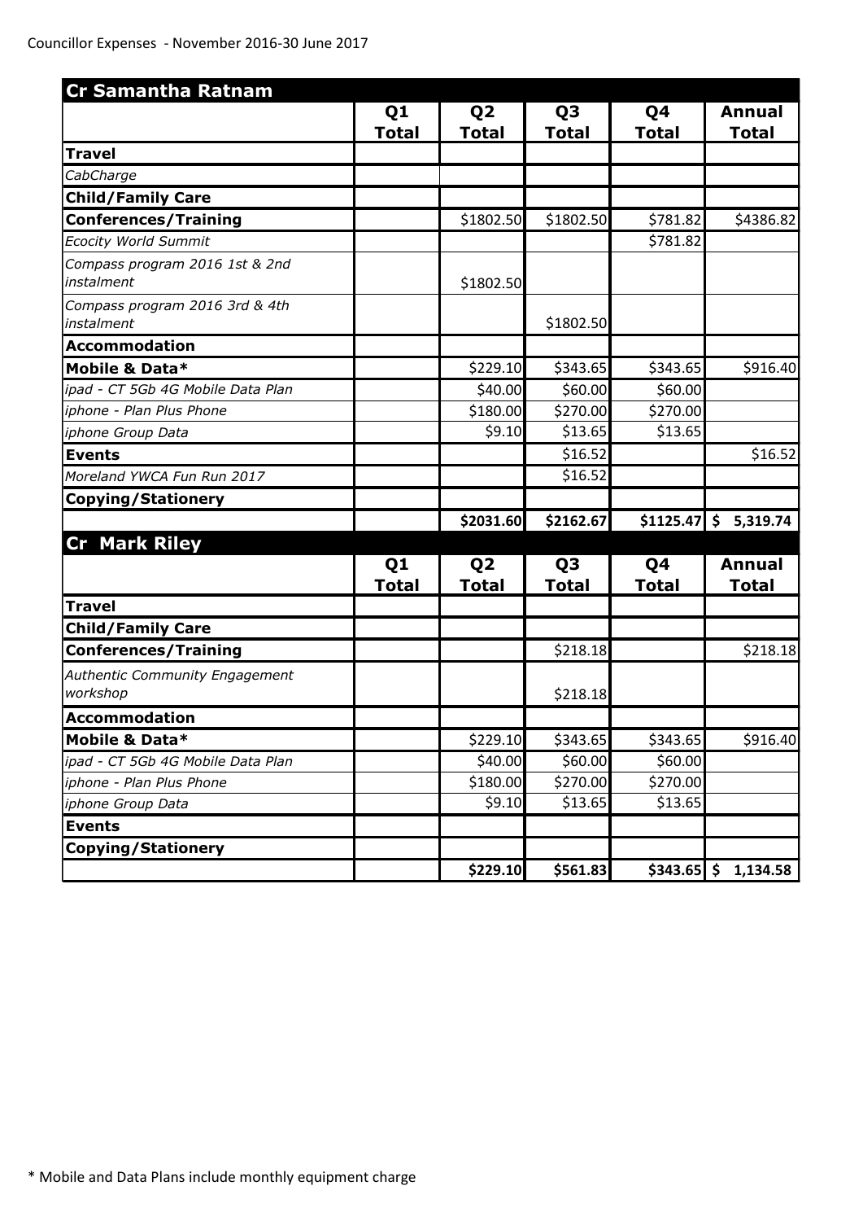Councillor Expenses - November 2016-30 June 2017

| Cr Samantha Ratnam | Q1 Total | Q2 Total | Q3 Total | Q4 Total | Annual Total |
|---|---|---|---|---|---|
| **Travel** | | | | | |
| *CabCharge* | | | | | |
| **Child/Family Care** | | | | | |
| **Conferences/Training** | | $1802.50 | $1802.50 | $781.82 | $4386.82 |
| *Ecocity World Summit* | | | | $781.82 | |
| *Compass program 2016 1st & 2nd instalment* | | $1802.50 | | | |
| *Compass program 2016 3rd & 4th instalment* | | | $1802.50 | | |
| **Accommodation** | | | | | |
| **Mobile & Data*** | | $229.10 | $343.65 | $343.65 | $916.40 |
| *ipad - CT 5Gb 4G Mobile Data Plan* | | $40.00 | $60.00 | $60.00 | |
| *iphone - Plan Plus Phone* | | $180.00 | $270.00 | $270.00 | |
| *iphone Group Data* | | $9.10 | $13.65 | $13.65 | |
| **Events** | | | $16.52 | | $16.52 |
| *Moreland YWCA Fun Run 2017* | | | $16.52 | | |
| **Copying/Stationery** | | | | | |
| | | **$2031.60** | **$2162.67** | **$1125.47** | **$ 5,319.74** |

| Cr Mark Riley | Q1 Total | Q2 Total | Q3 Total | Q4 Total | Annual Total |
|---|---|---|---|---|---|
| **Travel** | | | | | |
| **Child/Family Care** | | | | | |
| **Conferences/Training** | | | $218.18 | | $218.18 |
| *Authentic Community Engagement workshop* | | | $218.18 | | |
| **Accommodation** | | | | | |
| **Mobile & Data*** | | $229.10 | $343.65 | $343.65 | $916.40 |
| *ipad - CT 5Gb 4G Mobile Data Plan* | | $40.00 | $60.00 | $60.00 | |
| *iphone - Plan Plus Phone* | | $180.00 | $270.00 | $270.00 | |
| *iphone Group Data* | | $9.10 | $13.65 | $13.65 | |
| **Events** | | | | | |
| **Copying/Stationery** | | | | | |
| | | **$229.10** | **$561.83** | **$343.65** | **$ 1,134.58** |

* Mobile and Data Plans include monthly equipment charge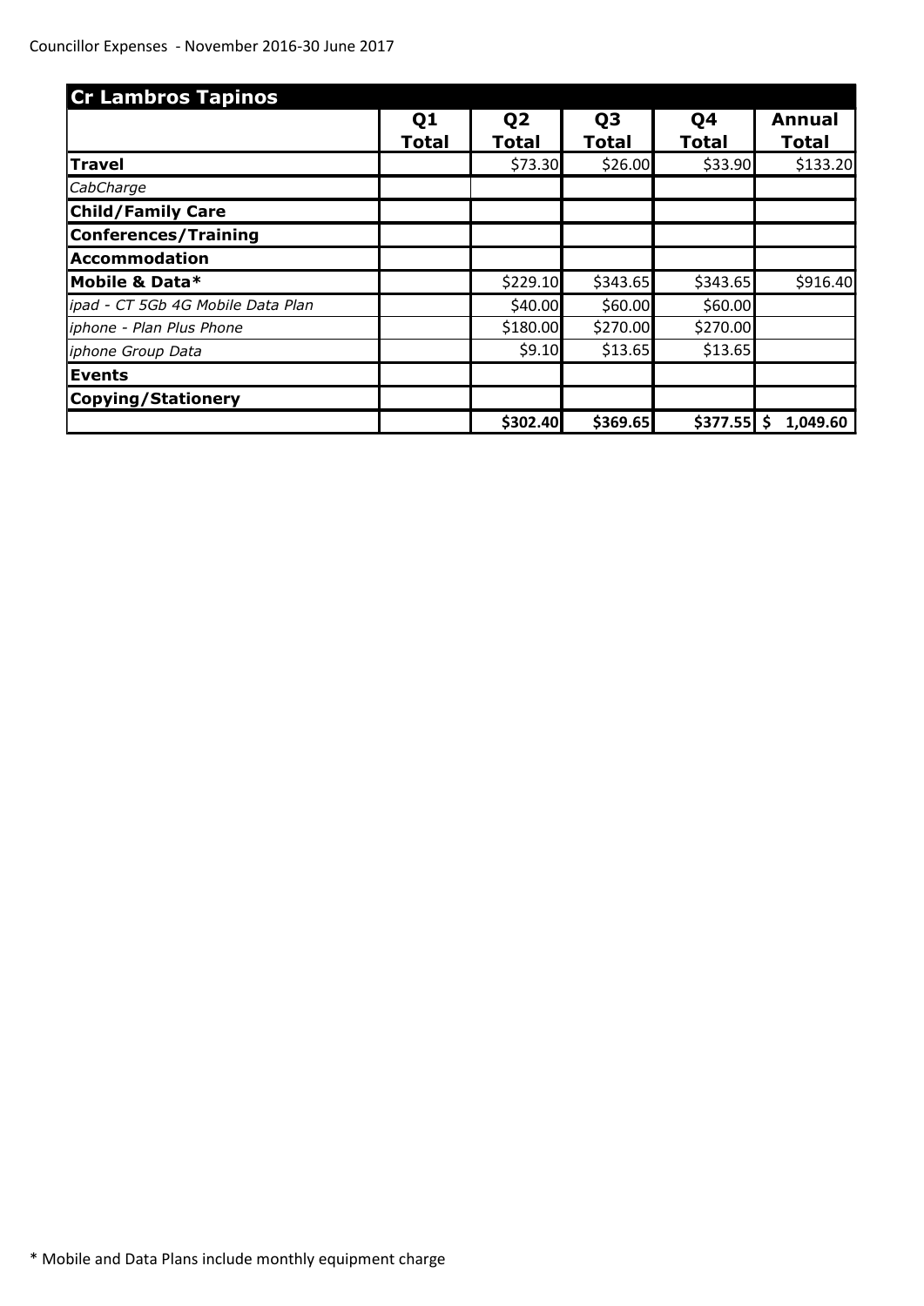Councillor Expenses - November 2016-30 June 2017

| Cr Lambros Tapinos | Q1 Total | Q2 Total | Q3 Total | Q4 Total | Annual Total |
|---|---|---|---|---|---|
| **Travel** | | $73.30 | $26.00 | $33.90 | $133.20 |
| *CabCharge* | | | | | |
| **Child/Family Care** | | | | | |
| **Conferences/Training** | | | | | |
| **Accommodation** | | | | | |
| **Mobile & Data*** | | $229.10 | $343.65 | $343.65 | $916.40 |
| *ipad - CT 5Gb 4G Mobile Data Plan* | | $40.00 | $60.00 | $60.00 | |
| *iphone - Plan Plus Phone* | | $180.00 | $270.00 | $270.00 | |
| *iphone Group Data* | | $9.10 | $13.65 | $13.65 | |
| **Events** | | | | | |
| **Copying/Stationery** | | | | | |
| | | **$302.40** | **$369.65** | **$377.55** | **$ 1,049.60** |

* Mobile and Data Plans include monthly equipment charge